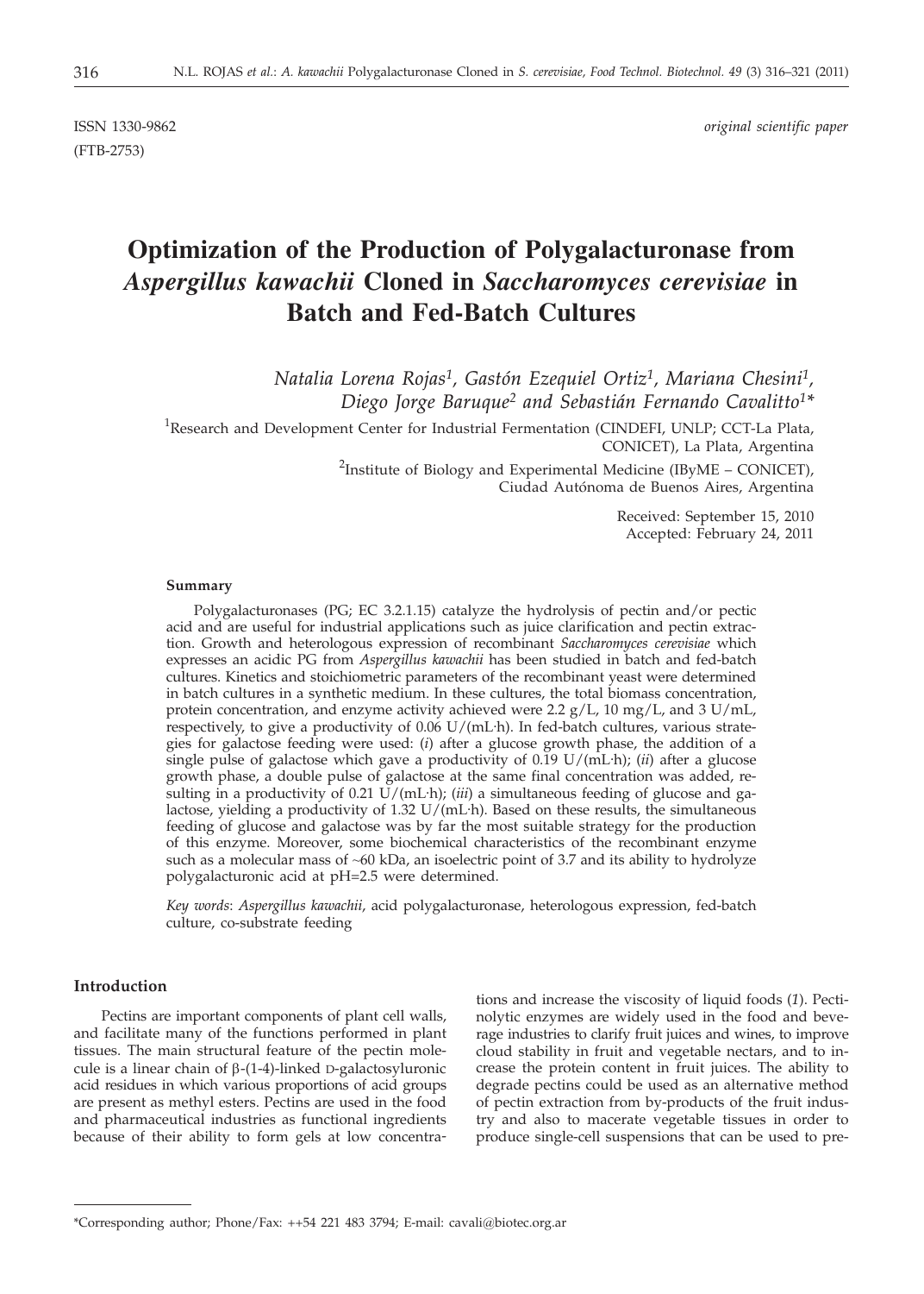ISSN 1330-9862 *original scientific paper*
(FTB-2753)

# Optimization of the Production of Polygalacturonase from *Aspergillus kawachii* Cloned in *Saccharomyces cerevisiae* in Batch and Fed-Batch Cultures

*Natalia Lorena Rojas[1], Gastón Ezequiel Ortiz[1], Mariana Chesini[1], Diego Jorge Baruque[2] and Sebastián Fernando Cavalitto[1]**

[1]Research and Development Center for Industrial Fermentation (CINDEFI, UNLP; CCT-La Plata, CONICET), La Plata, Argentina

[2]Institute of Biology and Experimental Medicine (IByME – CONICET), Ciudad Autónoma de Buenos Aires, Argentina

Received: September 15, 2010
Accepted: February 24, 2011

#### Summary

Polygalacturonases (PG; EC 3.2.1.15) catalyze the hydrolysis of pectin and/or pectic acid and are useful for industrial applications such as juice clarification and pectin extraction. Growth and heterologous expression of recombinant *Saccharomyces cerevisiae* which expresses an acidic PG from *Aspergillus kawachii* has been studied in batch and fed-batch cultures. Kinetics and stoichiometric parameters of the recombinant yeast were determined in batch cultures in a synthetic medium. In these cultures, the total biomass concentration, protein concentration, and enzyme activity achieved were 2.2 g/L, 10 mg/L, and 3 U/mL, respectively, to give a productivity of 0.06 U/(mL·h). In fed-batch cultures, various strategies for galactose feeding were used: (*i*) after a glucose growth phase, the addition of a single pulse of galactose which gave a productivity of 0.19 U/(mL·h); (*ii*) after a glucose growth phase, a double pulse of galactose at the same final concentration was added, resulting in a productivity of 0.21 U/(mL·h); (*iii*) a simultaneous feeding of glucose and galactose, yielding a productivity of 1.32 U/(mL·h). Based on these results, the simultaneous feeding of glucose and galactose was by far the most suitable strategy for the production of this enzyme. Moreover, some biochemical characteristics of the recombinant enzyme such as a molecular mass of ~60 kDa, an isoelectric point of 3.7 and its ability to hydrolyze polygalacturonic acid at pH=2.5 were determined.

*Key words*: *Aspergillus kawachii*, acid polygalacturonase, heterologous expression, fed-batch culture, co-substrate feeding

#### Introduction

Pectins are important components of plant cell walls, and facilitate many of the functions performed in plant tissues. The main structural feature of the pectin molecule is a linear chain of β-(1-4)-linked D-galactosyluronic acid residues in which various proportions of acid groups are present as methyl esters. Pectins are used in the food and pharmaceutical industries as functional ingredients because of their ability to form gels at low concentrations and increase the viscosity of liquid foods (*1*). Pectinolytic enzymes are widely used in the food and beverage industries to clarify fruit juices and wines, to improve cloud stability in fruit and vegetable nectars, and to increase the protein content in fruit juices. The ability to degrade pectins could be used as an alternative method of pectin extraction from by-products of the fruit industry and also to macerate vegetable tissues in order to produce single-cell suspensions that can be used to pre-

*Corresponding author; Phone/Fax: ++54 221 483 3794; E-mail: cavali@biotec.org.ar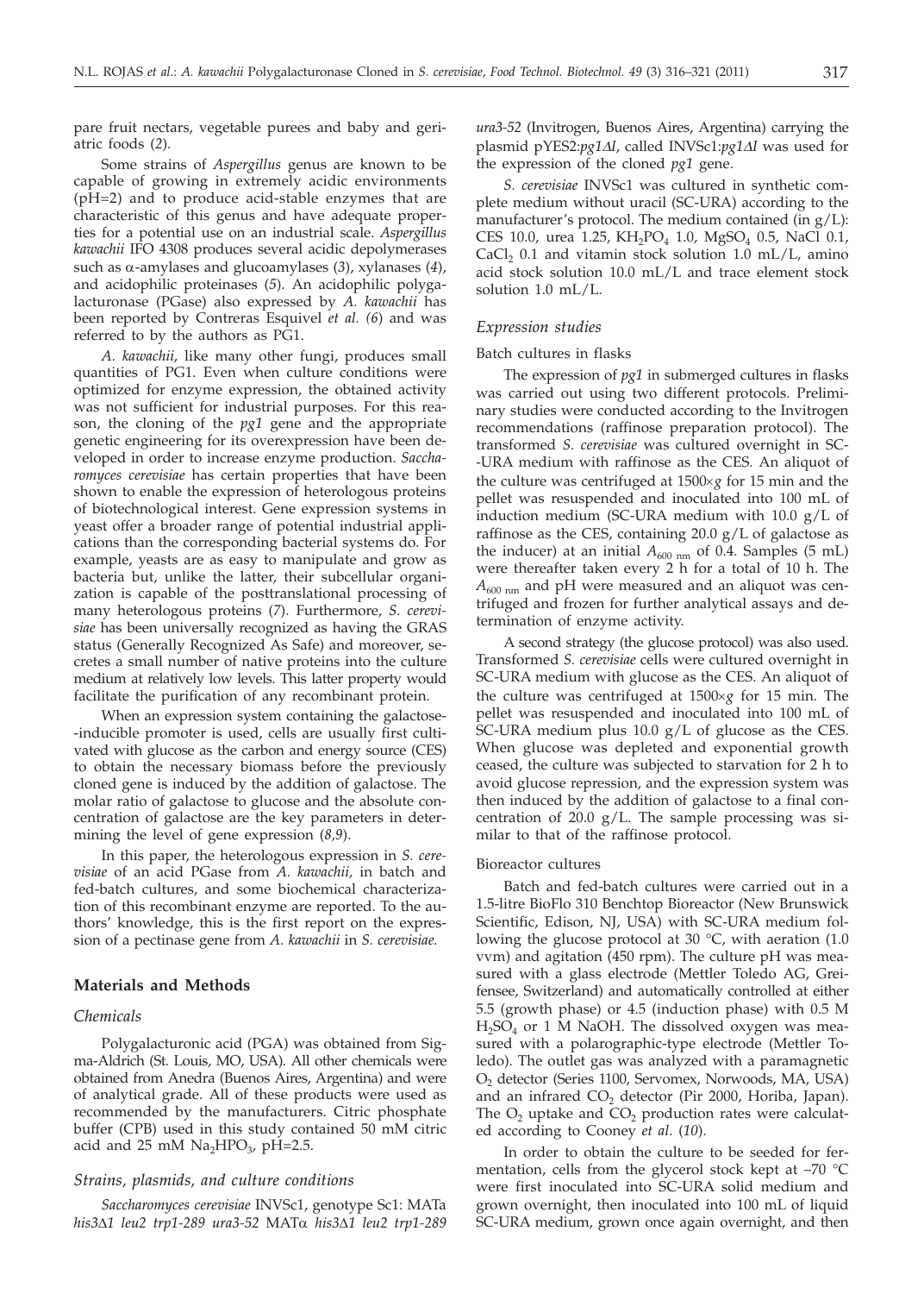pare fruit nectars, vegetable purees and baby and geriatric foods (*2*).

Some strains of *Aspergillus* genus are known to be capable of growing in extremely acidic environments (pH=2) and to produce acid-stable enzymes that are characteristic of this genus and have adequate properties for a potential use on an industrial scale. *Aspergillus kawachii* IFO 4308 produces several acidic depolymerases such as α-amylases and glucoamylases (*3*), xylanases (*4*), and acidophilic proteinases (*5*). An acidophilic polygalacturonase (PGase) also expressed by *A. kawachii* has been reported by Contreras Esquivel *et al.* (*6*) and was referred to by the authors as PG1.

*A. kawachii*, like many other fungi, produces small quantities of PG1. Even when culture conditions were optimized for enzyme expression, the obtained activity was not sufficient for industrial purposes. For this reason, the cloning of the *pg1* gene and the appropriate genetic engineering for its overexpression have been developed in order to increase enzyme production. *Saccharomyces cerevisiae* has certain properties that have been shown to enable the expression of heterologous proteins of biotechnological interest. Gene expression systems in yeast offer a broader range of potential industrial applications than the corresponding bacterial systems do. For example, yeasts are as easy to manipulate and grow as bacteria but, unlike the latter, their subcellular organization is capable of the posttranslational processing of many heterologous proteins (*7*). Furthermore, *S. cerevisiae* has been universally recognized as having the GRAS status (Generally Recognized As Safe) and moreover, secretes a small number of native proteins into the culture medium at relatively low levels. This latter property would facilitate the purification of any recombinant protein.

When an expression system containing the galactose-inducible promoter is used, cells are usually first cultivated with glucose as the carbon and energy source (CES) to obtain the necessary biomass before the previously cloned gene is induced by the addition of galactose. The molar ratio of galactose to glucose and the absolute concentration of galactose are the key parameters in determining the level of gene expression (*8,9*).

In this paper, the heterologous expression in *S. cerevisiae* of an acid PGase from *A. kawachii*, in batch and fed-batch cultures, and some biochemical characterization of this recombinant enzyme are reported. To the authors' knowledge, this is the first report on the expression of a pectinase gene from *A. kawachii* in *S. cerevisiae.*

## Materials and Methods

### Chemicals

Polygalacturonic acid (PGA) was obtained from Sigma-Aldrich (St. Louis, MO, USA). All other chemicals were obtained from Anedra (Buenos Aires, Argentina) and were of analytical grade. All of these products were used as recommended by the manufacturers. Citric phosphate buffer (CPB) used in this study contained 50 mM citric acid and 25 mM $Na_2HPO_3$, pH=2.5.

### Strains, plasmids, and culture conditions

*Saccharomyces cerevisiae* INVSc1, genotype Sc1: MATa *his3Δ1 leu2 trp1-289 ura3-52* MATα *his3Δ1 leu2 trp1-289 ura3-52* (Invitrogen, Buenos Aires, Argentina) carrying the plasmid pYES2:*pg1ΔI*, called INVSc1:*pg1ΔI* was used for the expression of the cloned *pg1* gene.

*S. cerevisiae* INVSc1 was cultured in synthetic complete medium without uracil (SC-URA) according to the manufacturer's protocol. The medium contained (in g/L): CES 10.0, urea 1.25, $KH_2PO_4$ 1.0, $MgSO_4$ 0.5, NaCl 0.1, $CaCl_2$ 0.1 and vitamin stock solution 1.0 mL/L, amino acid stock solution 10.0 mL/L and trace element stock solution 1.0 mL/L.

### Expression studies

#### Batch cultures in flasks

The expression of *pg1* in submerged cultures in flasks was carried out using two different protocols. Preliminary studies were conducted according to the Invitrogen recommendations (raffinose preparation protocol). The transformed *S. cerevisiae* was cultured overnight in SC-URA medium with raffinose as the CES. An aliquot of the culture was centrifuged at 1500×*g* for 15 min and the pellet was resuspended and inoculated into 100 mL of induction medium (SC-URA medium with 10.0 g/L of raffinose as the CES, containing 20.0 g/L of galactose as the inducer) at an initial $A_{600\ nm}$ of 0.4. Samples (5 mL) were thereafter taken every 2 h for a total of 10 h. The $A_{600\ nm}$ and pH were measured and an aliquot was centrifuged and frozen for further analytical assays and determination of enzyme activity.

A second strategy (the glucose protocol) was also used. Transformed *S. cerevisiae* cells were cultured overnight in SC-URA medium with glucose as the CES. An aliquot of the culture was centrifuged at 1500×*g* for 15 min. The pellet was resuspended and inoculated into 100 mL of SC-URA medium plus 10.0 g/L of glucose as the CES. When glucose was depleted and exponential growth ceased, the culture was subjected to starvation for 2 h to avoid glucose repression, and the expression system was then induced by the addition of galactose to a final concentration of 20.0 g/L. The sample processing was similar to that of the raffinose protocol.

#### Bioreactor cultures

Batch and fed-batch cultures were carried out in a 1.5-litre BioFlo 310 Benchtop Bioreactor (New Brunswick Scientific, Edison, NJ, USA) with SC-URA medium following the glucose protocol at 30 °C, with aeration (1.0 vvm) and agitation (450 rpm). The culture pH was measured with a glass electrode (Mettler Toledo AG, Greifensee, Switzerland) and automatically controlled at either 5.5 (growth phase) or 4.5 (induction phase) with 0.5 M $H_2SO_4$ or 1 M NaOH. The dissolved oxygen was measured with a polarographic-type electrode (Mettler Toledo). The outlet gas was analyzed with a paramagnetic $O_2$ detector (Series 1100, Servomex, Norwoods, MA, USA) and an infrared $CO_2$ detector (Pir 2000, Horiba, Japan). The $O_2$ uptake and $CO_2$ production rates were calculated according to Cooney *et al.* (*10*).

In order to obtain the culture to be seeded for fermentation, cells from the glycerol stock kept at –70 °C were first inoculated into SC-URA solid medium and grown overnight, then inoculated into 100 mL of liquid SC-URA medium, grown once again overnight, and then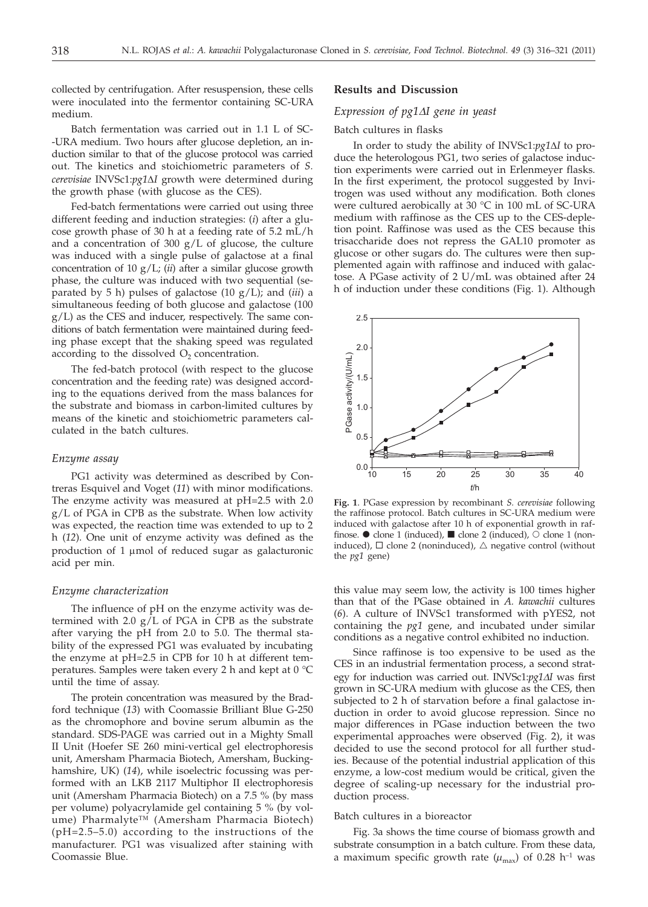collected by centrifugation. After resuspension, these cells were inoculated into the fermentor containing SC-URA medium.

Batch fermentation was carried out in 1.1 L of SC-URA medium. Two hours after glucose depletion, an induction similar to that of the glucose protocol was carried out. The kinetics and stoichiometric parameters of *S. cerevisiae* INVSc1:*pg1ΔI* growth were determined during the growth phase (with glucose as the CES).

Fed-batch fermentations were carried out using three different feeding and induction strategies: (*i*) after a glucose growth phase of 30 h at a feeding rate of 5.2 mL/h and a concentration of 300 g/L of glucose, the culture was induced with a single pulse of galactose at a final concentration of 10 g/L; (*ii*) after a similar glucose growth phase, the culture was induced with two sequential (separated by 5 h) pulses of galactose (10 g/L); and (*iii*) a simultaneous feeding of both glucose and galactose (100 g/L) as the CES and inducer, respectively. The same conditions of batch fermentation were maintained during feeding phase except that the shaking speed was regulated according to the dissolved $O_2$ concentration.

The fed-batch protocol (with respect to the glucose concentration and the feeding rate) was designed according to the equations derived from the mass balances for the substrate and biomass in carbon-limited cultures by means of the kinetic and stoichiometric parameters calculated in the batch cultures.

### *Enzyme assay*

PG1 activity was determined as described by Contreras Esquivel and Voget (*11*) with minor modifications. The enzyme activity was measured at pH=2.5 with 2.0 g/L of PGA in CPB as the substrate. When low activity was expected, the reaction time was extended to up to 2 h (*12*). One unit of enzyme activity was defined as the production of 1 μmol of reduced sugar as galacturonic acid per min.

### *Enzyme characterization*

The influence of pH on the enzyme activity was determined with 2.0 g/L of PGA in CPB as the substrate after varying the pH from 2.0 to 5.0. The thermal stability of the expressed PG1 was evaluated by incubating the enzyme at pH=2.5 in CPB for 10 h at different temperatures. Samples were taken every 2 h and kept at 0 °C until the time of assay.

The protein concentration was measured by the Bradford technique (*13*) with Coomassie Brilliant Blue G-250 as the chromophore and bovine serum albumin as the standard. SDS-PAGE was carried out in a Mighty Small II Unit (Hoefer SE 260 mini-vertical gel electrophoresis unit, Amersham Pharmacia Biotech, Amersham, Buckinghamshire, UK) (*14*), while isoelectric focussing was performed with an LKB 2117 Multiphor II electrophoresis unit (Amersham Pharmacia Biotech) on a 7.5 % (by mass per volume) polyacrylamide gel containing 5 % (by volume) Pharmalyte™ (Amersham Pharmacia Biotech) (pH=2.5–5.0) according to the instructions of the manufacturer. PG1 was visualized after staining with Coomassie Blue.

## Results and Discussion

### *Expression of pg1ΔI gene in yeast*

#### Batch cultures in flasks

In order to study the ability of INVSc1:*pg1ΔI* to produce the heterologous PG1, two series of galactose induction experiments were carried out in Erlenmeyer flasks. In the first experiment, the protocol suggested by Invitrogen was used without any modification. Both clones were cultured aerobically at 30 °C in 100 mL of SC-URA medium with raffinose as the CES up to the CES-depletion point. Raffinose was used as the CES because this trisaccharide does not repress the GAL10 promoter as glucose or other sugars do. The cultures were then supplemented again with raffinose and induced with galactose. A PGase activity of 2 U/mL was obtained after 24 h of induction under these conditions (Fig. 1). Although this value may seem low, the activity is 100 times higher than that of the PGase obtained in *A. kawachii* cultures (*6*). A culture of INVSc1 transformed with pYES2, not containing the *pg1* gene, and incubated under similar conditions as a negative control exhibited no induction.

**Fig. 1**. PGase expression by recombinant *S. cerevisiae* following the raffinose protocol. Batch cultures in SC-URA medium were induced with galactose after 10 h of exponential growth in raffinose. ● clone 1 (induced), ■ clone 2 (induced), ○ clone 1 (noninduced), □ clone 2 (noninduced), △ negative control (without the *pg1* gene)

Since raffinose is too expensive to be used as the CES in an industrial fermentation process, a second strategy for induction was carried out. INVSc1:*pg1ΔI* was first grown in SC-URA medium with glucose as the CES, then subjected to 2 h of starvation before a final galactose induction in order to avoid glucose repression. Since no major differences in PGase induction between the two experimental approaches were observed (Fig. 2), it was decided to use the second protocol for all further studies. Because of the potential industrial application of this enzyme, a low-cost medium would be critical, given the degree of scaling-up necessary for the industrial production process.

#### Batch cultures in a bioreactor

Fig. 3a shows the time course of biomass growth and substrate consumption in a batch culture. From these data, a maximum specific growth rate ($\mu_{max}$) of 0.28 $h^{-1}$ was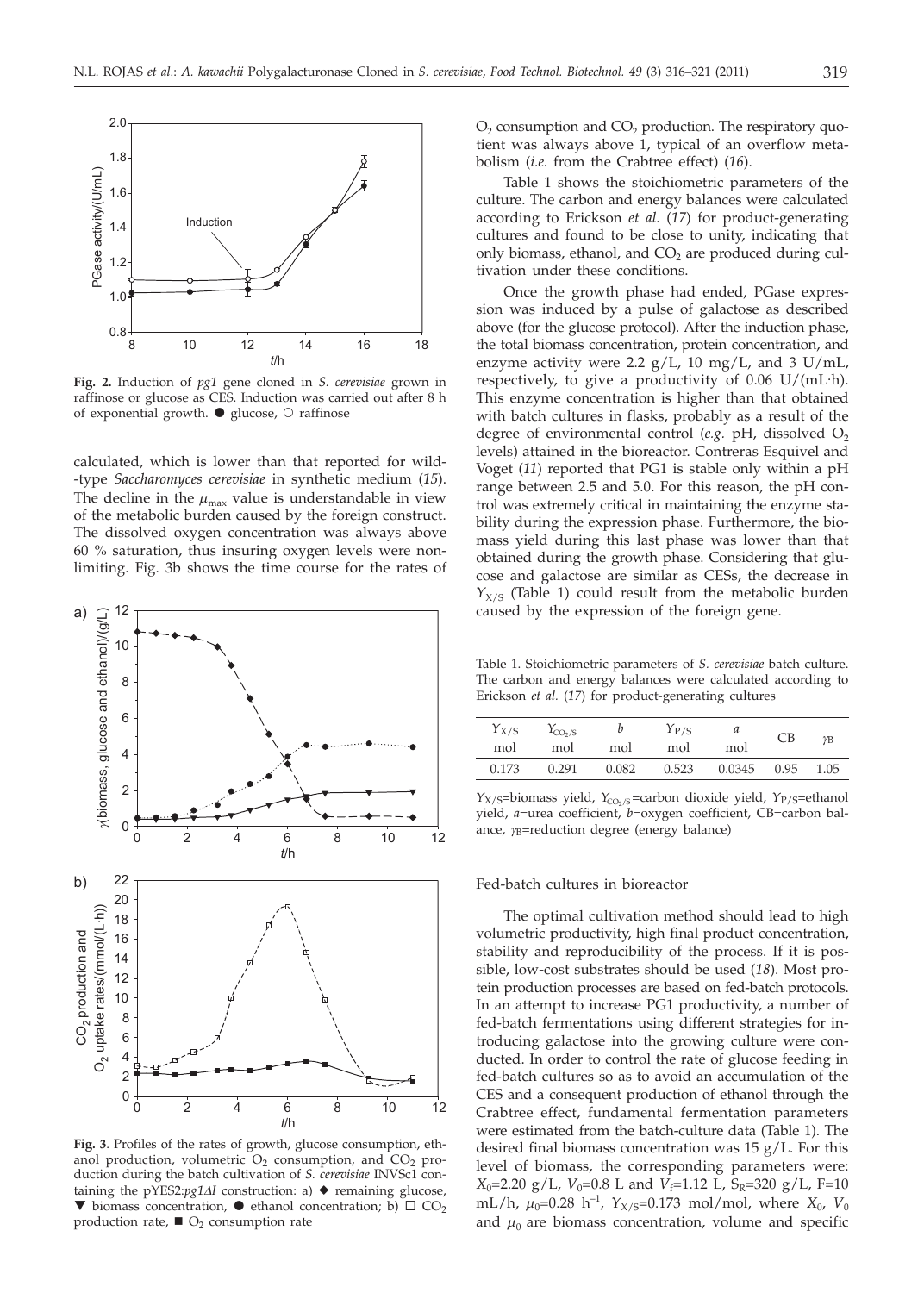**Fig. 2.** Induction of *pg1* gene cloned in *S. cerevisiae* grown in raffinose or glucose as CES. Induction was carried out after 8 h of exponential growth. ● glucose, ○ raffinose

calculated, which is lower than that reported for wild-type *Saccharomyces cerevisiae* in synthetic medium (*15*). The decline in the $\mu_{max}$ value is understandable in view of the metabolic burden caused by the foreign construct. The dissolved oxygen concentration was always above 60 % saturation, thus insuring oxygen levels were nonlimiting. Fig. 3b shows the time course for the rates of $O_2$ consumption and $CO_2$ production. The respiratory quotient was always above 1, typical of an overflow metabolism (*i.e.* from the Crabtree effect) (*16*).

**Fig. 3**. Profiles of the rates of growth, glucose consumption, ethanol production, volumetric $O_2$ consumption, and $CO_2$ production during the batch cultivation of *S. cerevisiae* INVSc1 containing the pYES2:*pg1ΔI* construction: a) ◆ remaining glucose, ▼ biomass concentration, ● ethanol concentration; b) □ $CO_2$ production rate, ■ $O_2$ consumption rate

Table 1 shows the stoichiometric parameters of the culture. The carbon and energy balances were calculated according to Erickson *et al.* (*17*) for product-generating cultures and found to be close to unity, indicating that only biomass, ethanol, and $CO_2$ are produced during cultivation under these conditions.

Once the growth phase had ended, PGase expression was induced by a pulse of galactose as described above (for the glucose protocol). After the induction phase, the total biomass concentration, protein concentration, and enzyme activity were 2.2 g/L, 10 mg/L, and 3 U/mL, respectively, to give a productivity of 0.06 U/(mL·h). This enzyme concentration is higher than that obtained with batch cultures in flasks, probably as a result of the degree of environmental control (*e.g.* pH, dissolved $O_2$ levels) attained in the bioreactor. Contreras Esquivel and Voget (*11*) reported that PG1 is stable only within a pH range between 2.5 and 5.0. For this reason, the pH control was extremely critical in maintaining the enzyme stability during the expression phase. Furthermore, the biomass yield during this last phase was lower than that obtained during the growth phase. Considering that glucose and galactose are similar as CESs, the decrease in $Y_{X/S}$ (Table 1) could result from the metabolic burden caused by the expression of the foreign gene.

Table 1. Stoichiometric parameters of *S. cerevisiae* batch culture. The carbon and energy balances were calculated according to Erickson *et al.* (*17*) for product-generating cultures

| $Y_{X/S}$ / mol | $Y_{CO_2/S}$ / mol | $b$ / mol | $Y_{P/S}$ / mol | $a$ / mol | CB | $\gamma_B$ |
|---|---|---|---|---|---|---|
| 0.173 | 0.291 | 0.082 | 0.523 | 0.0345 | 0.95 | 1.05 |

$Y_{X/S}$=biomass yield, $Y_{CO_2/S}$=carbon dioxide yield, $Y_{P/S}$=ethanol yield, $a$=urea coefficient, $b$=oxygen coefficient, CB=carbon balance, $\gamma_B$=reduction degree (energy balance)

### Fed-batch cultures in bioreactor

The optimal cultivation method should lead to high volumetric productivity, high final product concentration, stability and reproducibility of the process. If it is possible, low-cost substrates should be used (*18*). Most protein production processes are based on fed-batch protocols. In an attempt to increase PG1 productivity, a number of fed-batch fermentations using different strategies for introducing galactose into the growing culture were conducted. In order to control the rate of glucose feeding in fed-batch cultures so as to avoid an accumulation of the CES and a consequent production of ethanol through the Crabtree effect, fundamental fermentation parameters were estimated from the batch-culture data (Table 1). The desired final biomass concentration was 15 g/L. For this level of biomass, the corresponding parameters were: $X_0$=2.20 g/L, $V_0$=0.8 L and $V_f$=1.12 L, $S_R$=320 g/L, F=10 mL/h, $\mu_0$=0.28 h$^{-1}$, $Y_{X/S}$=0.173 mol/mol, where $X_0$, $V_0$ and $\mu_0$ are biomass concentration, volume and specific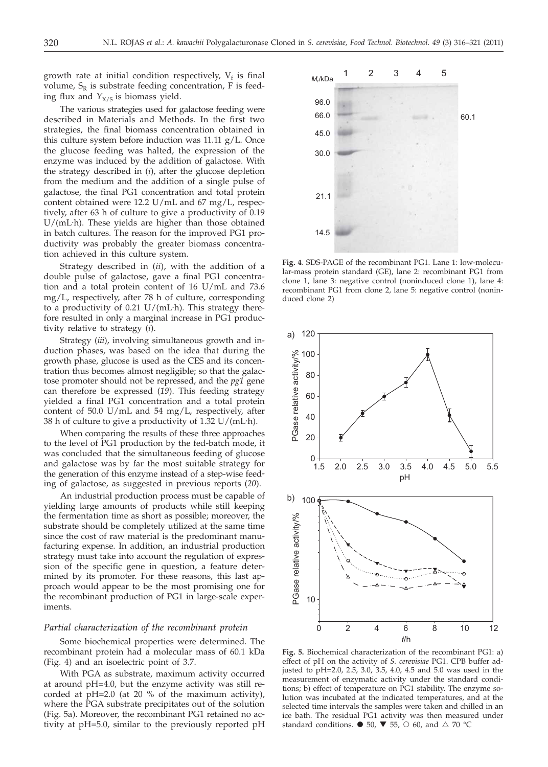growth rate at initial condition respectively, $V_f$ is final volume, $S_R$ is substrate feeding concentration, F is feeding flux and $Y_{X/S}$ is biomass yield.

The various strategies used for galactose feeding were described in Materials and Methods. In the first two strategies, the final biomass concentration obtained in this culture system before induction was 11.11 g/L. Once the glucose feeding was halted, the expression of the enzyme was induced by the addition of galactose. With the strategy described in (*i*), after the glucose depletion from the medium and the addition of a single pulse of galactose, the final PG1 concentration and total protein content obtained were 12.2 U/mL and 67 mg/L, respectively, after 63 h of culture to give a productivity of 0.19 U/(mL·h). These yields are higher than those obtained in batch cultures. The reason for the improved PG1 productivity was probably the greater biomass concentration achieved in this culture system.

Strategy described in (*ii*), with the addition of a double pulse of galactose, gave a final PG1 concentration and a total protein content of 16 U/mL and 73.6 mg/L, respectively, after 78 h of culture, corresponding to a productivity of 0.21 U/(mL·h). This strategy therefore resulted in only a marginal increase in PG1 productivity relative to strategy (*i*).

Strategy (*iii*), involving simultaneous growth and induction phases, was based on the idea that during the growth phase, glucose is used as the CES and its concentration thus becomes almost negligible; so that the galactose promoter should not be repressed, and the *pg1* gene can therefore be expressed (*19*). This feeding strategy yielded a final PG1 concentration and a total protein content of 50.0 U/mL and 54 mg/L, respectively, after 38 h of culture to give a productivity of 1.32 U/(mL·h).

When comparing the results of these three approaches to the level of PG1 production by the fed-batch mode, it was concluded that the simultaneous feeding of glucose and galactose was by far the most suitable strategy for the generation of this enzyme instead of a step-wise feeding of galactose, as suggested in previous reports (*20*).

An industrial production process must be capable of yielding large amounts of products while still keeping the fermentation time as short as possible; moreover, the substrate should be completely utilized at the same time since the cost of raw material is the predominant manufacturing expense. In addition, an industrial production strategy must take into account the regulation of expression of the specific gene in question, a feature determined by its promoter. For these reasons, this last approach would appear to be the most promising one for the recombinant production of PG1 in large-scale experiments.

### *Partial characterization of the recombinant protein*

Some biochemical properties were determined. The recombinant protein had a molecular mass of 60.1 kDa (Fig. 4) and an isoelectric point of 3.7.

With PGA as substrate, maximum activity occurred at around pH=4.0, but the enzyme activity was still recorded at pH=2.0 (at 20 % of the maximum activity), where the PGA substrate precipitates out of the solution (Fig. 5a). Moreover, the recombinant PG1 retained no activity at pH=5.0, similar to the previously reported pH

**Fig. 4**. SDS-PAGE of the recombinant PG1. Lane 1: low-molecular-mass protein standard (GE), lane 2: recombinant PG1 from clone 1, lane 3: negative control (noninduced clone 1), lane 4: recombinant PG1 from clone 2, lane 5: negative control (noninduced clone 2)

**Fig. 5.** Biochemical characterization of the recombinant PG1: a) effect of pH on the activity of *S. cerevisiae* PG1. CPB buffer adjusted to pH=2.0, 2.5, 3.0, 3.5, 4.0, 4.5 and 5.0 was used in the measurement of enzymatic activity under the standard conditions; b) effect of temperature on PG1 stability. The enzyme solution was incubated at the indicated temperatures, and at the selected time intervals the samples were taken and chilled in an ice bath. The residual PG1 activity was then measured under standard conditions. ● 50, ▼ 55, ○ 60, and △ 70 °C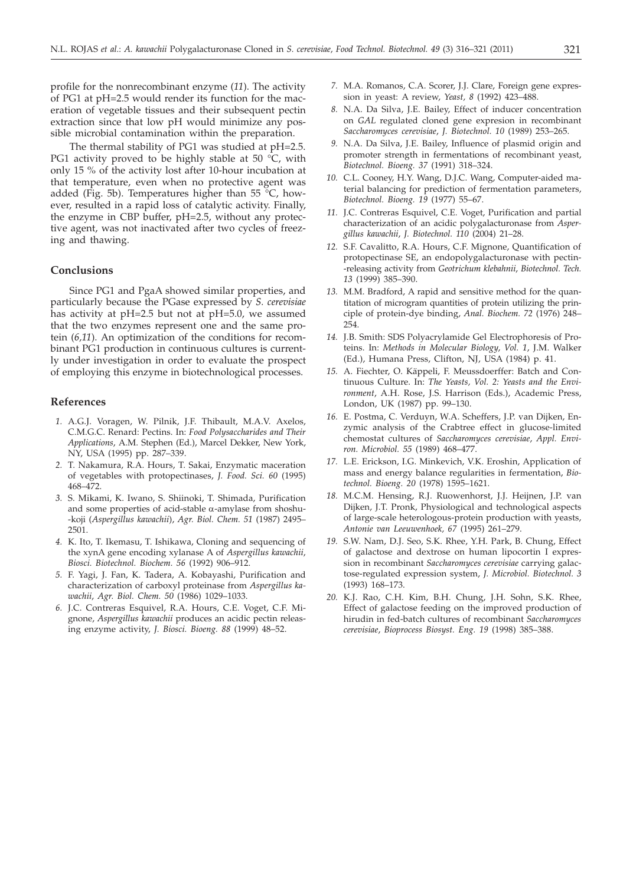profile for the nonrecombinant enzyme (*11*). The activity of PG1 at pH=2.5 would render its function for the maceration of vegetable tissues and their subsequent pectin extraction since that low pH would minimize any possible microbial contamination within the preparation.

The thermal stability of PG1 was studied at pH=2.5. PG1 activity proved to be highly stable at 50 °C, with only 15 % of the activity lost after 10-hour incubation at that temperature, even when no protective agent was added (Fig. 5b). Temperatures higher than 55 °C, however, resulted in a rapid loss of catalytic activity. Finally, the enzyme in CBP buffer, pH=2.5, without any protective agent, was not inactivated after two cycles of freezing and thawing.

## Conclusions

Since PG1 and PgaA showed similar properties, and particularly because the PGase expressed by *S. cerevisiae* has activity at pH=2.5 but not at pH=5.0, we assumed that the two enzymes represent one and the same protein (*6,11*). An optimization of the conditions for recombinant PG1 production in continuous cultures is currently under investigation in order to evaluate the prospect of employing this enzyme in biotechnological processes.

## References

1. A.G.J. Voragen, W. Pilnik, J.F. Thibault, M.A.V. Axelos, C.M.G.C. Renard: Pectins. In: *Food Polysaccharides and Their Applications*, A.M. Stephen (Ed.), Marcel Dekker, New York, NY, USA (1995) pp. 287–339.
2. T. Nakamura, R.A. Hours, T. Sakai, Enzymatic maceration of vegetables with protopectinases, *J. Food. Sci. 60* (1995) 468–472.
3. S. Mikami, K. Iwano, S. Shiinoki, T. Shimada, Purification and some properties of acid-stable α-amylase from shoshu-koji (*Aspergillus kawachii*), *Agr. Biol. Chem. 51* (1987) 2495–2501.
4. K. Ito, T. Ikemasu, T. Ishikawa, Cloning and sequencing of the xynA gene encoding xylanase A of *Aspergillus kawachii*, *Biosci. Biotechnol. Biochem. 56* (1992) 906–912.
5. F. Yagi, J. Fan, K. Tadera, A. Kobayashi, Purification and characterization of carboxyl proteinase from *Aspergillus kawachii*, *Agr. Biol. Chem. 50* (1986) 1029–1033.
6. J.C. Contreras Esquivel, R.A. Hours, C.E. Voget, C.F. Mignone, *Aspergillus kawachii* produces an acidic pectin releasing enzyme activity, *J. Biosci. Bioeng. 88* (1999) 48–52.
7. M.A. Romanos, C.A. Scorer, J.J. Clare, Foreign gene expression in yeast: A review, *Yeast*, *8* (1992) 423–488.
8. N.A. Da Silva, J.E. Bailey, Effect of inducer concentration on *GAL* regulated cloned gene expresion in recombinant *Saccharomyces cerevisiae*, *J. Biotechnol. 10* (1989) 253–265.
9. N.A. Da Silva, J.E. Bailey, Influence of plasmid origin and promoter strength in fermentations of recombinant yeast, *Biotechnol. Bioeng. 37* (1991) 318–324.
10. C.L. Cooney, H.Y. Wang, D.J.C. Wang, Computer-aided material balancing for prediction of fermentation parameters, *Biotechnol. Bioeng. 19* (1977) 55–67.
11. J.C. Contreras Esquivel, C.E. Voget, Purification and partial characterization of an acidic polygalacturonase from *Aspergillus kawachii*, *J. Biotechnol. 110* (2004) 21–28.
12. S.F. Cavalitto, R.A. Hours, C.F. Mignone, Quantification of protopectinase SE, an endopolygalacturonase with pectin-releasing activity from *Geotrichum klebahnii*, *Biotechnol. Tech. 13* (1999) 385–390.
13. M.M. Bradford, A rapid and sensitive method for the quantitation of microgram quantities of protein utilizing the principle of protein-dye binding, *Anal. Biochem. 72* (1976) 248–254.
14. J.B. Smith: SDS Polyacrylamide Gel Electrophoresis of Proteins. In: *Methods in Molecular Biology*, *Vol. 1*, J.M. Walker (Ed.), Humana Press, Clifton, NJ, USA (1984) p. 41.
15. A. Fiechter, O. Käppeli, F. Meussdoerffer: Batch and Continuous Culture. In: *The Yeasts, Vol. 2: Yeasts and the Environment*, A.H. Rose, J.S. Harrison (Eds.), Academic Press, London, UK (1987) pp. 99–130.
16. E. Postma, C. Verduyn, W.A. Scheffers, J.P. van Dijken, Enzymic analysis of the Crabtree effect in glucose-limited chemostat cultures of *Saccharomyces cerevisiae*, *Appl. Environ. Microbiol. 55* (1989) 468–477.
17. L.E. Erickson, I.G. Minkevich, V.K. Eroshin, Application of mass and energy balance regularities in fermentation, *Biotechnol. Bioeng. 20* (1978) 1595–1621.
18. M.C.M. Hensing, R.J. Ruowenhorst, J.J. Heijnen, J.P. van Dijken, J.T. Pronk, Physiological and technological aspects of large-scale heterologous-protein production with yeasts, *Antonie van Leeuwenhoek, 67* (1995) 261–279.
19. S.W. Nam, D.J. Seo, S.K. Rhee, Y.H. Park, B. Chung, Effect of galactose and dextrose on human lipocortin I expression in recombinant *Saccharomyces cerevisiae* carrying galactose-regulated expression system, *J. Microbiol. Biotechnol. 3* (1993) 168–173.
20. K.J. Rao, C.H. Kim, B.H. Chung, J.H. Sohn, S.K. Rhee, Effect of galactose feeding on the improved production of hirudin in fed-batch cultures of recombinant *Saccharomyces cerevisiae*, *Bioprocess Biosyst. Eng. 19* (1998) 385–388.